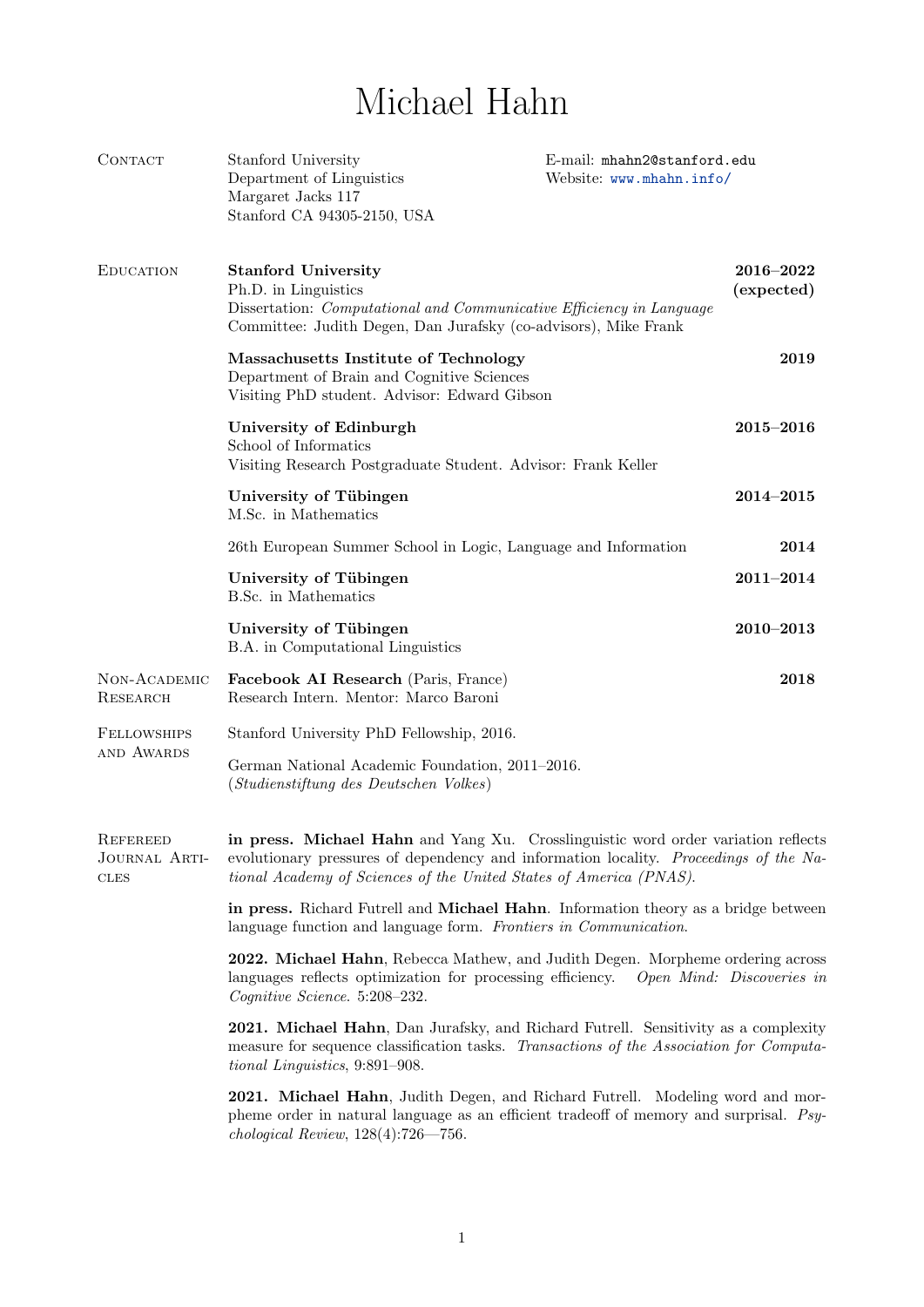# Michael Hahn

## Contact

Stanford University
Department of Linguistics
Margaret Jacks 117
Stanford CA 94305-2150, USA

E-mail: mhahn2@stanford.edu
Website: www.mhahn.info/

## Education

**Stanford University** — **2016–2022 (expected)**
Ph.D. in Linguistics
Dissertation: *Computational and Communicative Efficiency in Language*
Committee: Judith Degen, Dan Jurafsky (co-advisors), Mike Frank

**Massachusetts Institute of Technology** — **2019**
Department of Brain and Cognitive Sciences
Visiting PhD student. Advisor: Edward Gibson

**University of Edinburgh** — **2015–2016**
School of Informatics
Visiting Research Postgraduate Student. Advisor: Frank Keller

**University of Tübingen** — **2014–2015**
M.Sc. in Mathematics

26th European Summer School in Logic, Language and Information — **2014**

**University of Tübingen** — **2011–2014**
B.Sc. in Mathematics

**University of Tübingen** — **2010–2013**
B.A. in Computational Linguistics

## Non-Academic Research

**Facebook AI Research** (Paris, France) — **2018**
Research Intern. Mentor: Marco Baroni

## Fellowships and Awards

Stanford University PhD Fellowship, 2016.

German National Academic Foundation, 2011–2016.
(*Studienstiftung des Deutschen Volkes*)

## Refereed Journal Articles

**in press. Michael Hahn** and Yang Xu. Crosslinguistic word order variation reflects evolutionary pressures of dependency and information locality. *Proceedings of the National Academy of Sciences of the United States of America (PNAS).*

**in press.** Richard Futrell and **Michael Hahn**. Information theory as a bridge between language function and language form. *Frontiers in Communication*.

**2022. Michael Hahn**, Rebecca Mathew, and Judith Degen. Morpheme ordering across languages reflects optimization for processing efficiency. *Open Mind: Discoveries in Cognitive Science*. 5:208–232.

**2021. Michael Hahn**, Dan Jurafsky, and Richard Futrell. Sensitivity as a complexity measure for sequence classification tasks. *Transactions of the Association for Computational Linguistics*, 9:891–908.

**2021. Michael Hahn**, Judith Degen, and Richard Futrell. Modeling word and morpheme order in natural language as an efficient tradeoff of memory and surprisal. *Psychological Review*, 128(4):726—756.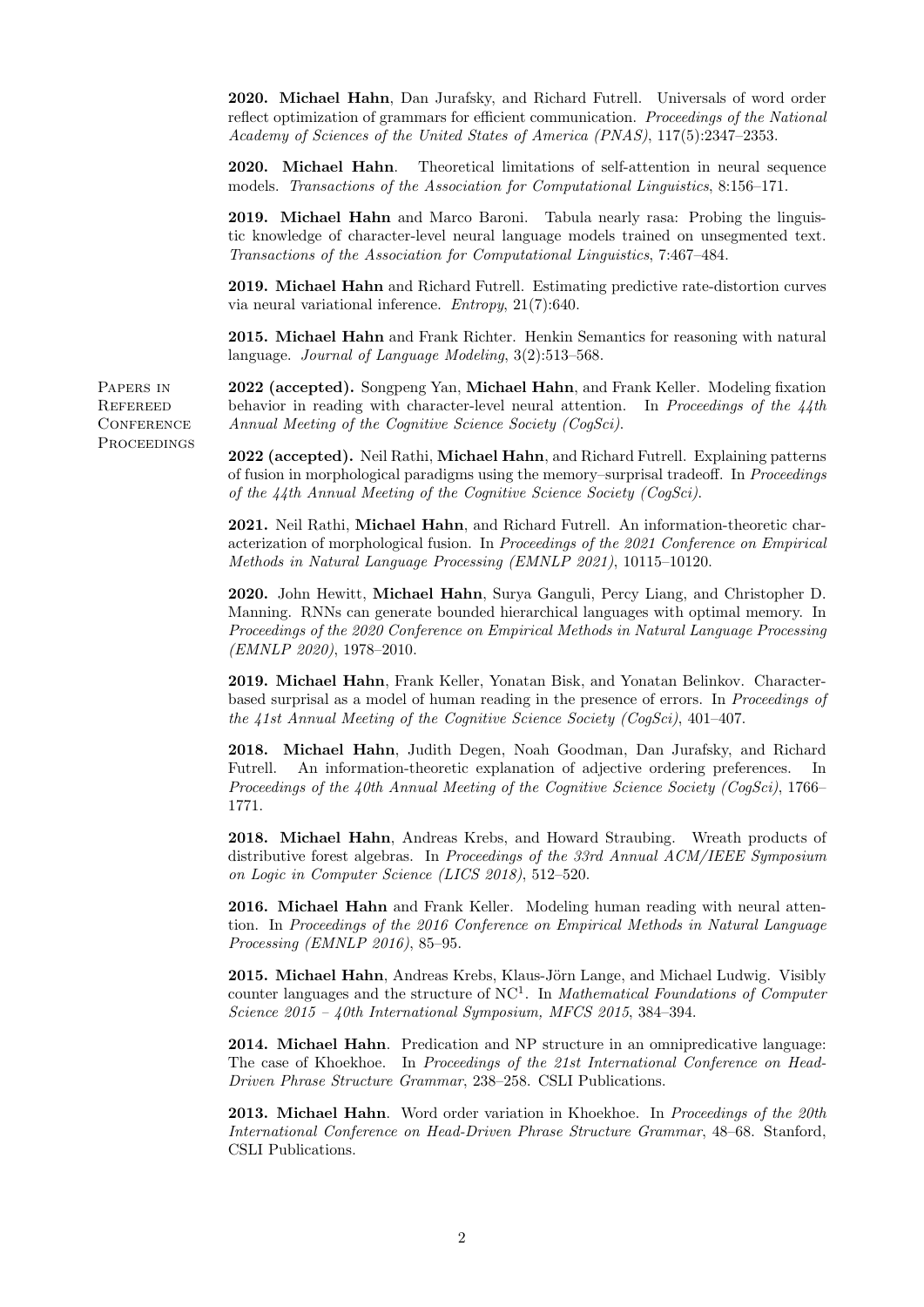**2020.** **Michael Hahn**, Dan Jurafsky, and Richard Futrell. Universals of word order reflect optimization of grammars for efficient communication. *Proceedings of the National Academy of Sciences of the United States of America (PNAS)*, 117(5):2347–2353.

**2020.** **Michael Hahn**. Theoretical limitations of self-attention in neural sequence models. *Transactions of the Association for Computational Linguistics*, 8:156–171.

**2019.** **Michael Hahn** and Marco Baroni. Tabula nearly rasa: Probing the linguistic knowledge of character-level neural language models trained on unsegmented text. *Transactions of the Association for Computational Linguistics*, 7:467–484.

**2019.** **Michael Hahn** and Richard Futrell. Estimating predictive rate-distortion curves via neural variational inference. *Entropy*, 21(7):640.

**2015.** **Michael Hahn** and Frank Richter. Henkin Semantics for reasoning with natural language. *Journal of Language Modeling*, 3(2):513–568.

## Papers in Refereed Conference Proceedings

**2022 (accepted).** Songpeng Yan, **Michael Hahn**, and Frank Keller. Modeling fixation behavior in reading with character-level neural attention. In *Proceedings of the 44th Annual Meeting of the Cognitive Science Society (CogSci)*.

**2022 (accepted).** Neil Rathi, **Michael Hahn**, and Richard Futrell. Explaining patterns of fusion in morphological paradigms using the memory–surprisal tradeoff. In *Proceedings of the 44th Annual Meeting of the Cognitive Science Society (CogSci)*.

**2021.** Neil Rathi, **Michael Hahn**, and Richard Futrell. An information-theoretic characterization of morphological fusion. In *Proceedings of the 2021 Conference on Empirical Methods in Natural Language Processing (EMNLP 2021)*, 10115–10120.

**2020.** John Hewitt, **Michael Hahn**, Surya Ganguli, Percy Liang, and Christopher D. Manning. RNNs can generate bounded hierarchical languages with optimal memory. In *Proceedings of the 2020 Conference on Empirical Methods in Natural Language Processing (EMNLP 2020)*, 1978–2010.

**2019.** **Michael Hahn**, Frank Keller, Yonatan Bisk, and Yonatan Belinkov. Character-based surprisal as a model of human reading in the presence of errors. In *Proceedings of the 41st Annual Meeting of the Cognitive Science Society (CogSci)*, 401–407.

**2018.** **Michael Hahn**, Judith Degen, Noah Goodman, Dan Jurafsky, and Richard Futrell. An information-theoretic explanation of adjective ordering preferences. In *Proceedings of the 40th Annual Meeting of the Cognitive Science Society (CogSci)*, 1766–1771.

**2018.** **Michael Hahn**, Andreas Krebs, and Howard Straubing. Wreath products of distributive forest algebras. In *Proceedings of the 33rd Annual ACM/IEEE Symposium on Logic in Computer Science (LICS 2018)*, 512–520.

**2016.** **Michael Hahn** and Frank Keller. Modeling human reading with neural attention. In *Proceedings of the 2016 Conference on Empirical Methods in Natural Language Processing (EMNLP 2016)*, 85–95.

**2015.** **Michael Hahn**, Andreas Krebs, Klaus-Jörn Lange, and Michael Ludwig. Visibly counter languages and the structure of $NC^1$. In *Mathematical Foundations of Computer Science 2015 – 40th International Symposium, MFCS 2015*, 384–394.

**2014.** **Michael Hahn**. Predication and NP structure in an omnipredicative language: The case of Khoekhoe. In *Proceedings of the 21st International Conference on Head-Driven Phrase Structure Grammar*, 238–258. CSLI Publications.

**2013.** **Michael Hahn**. Word order variation in Khoekhoe. In *Proceedings of the 20th International Conference on Head-Driven Phrase Structure Grammar*, 48–68. Stanford, CSLI Publications.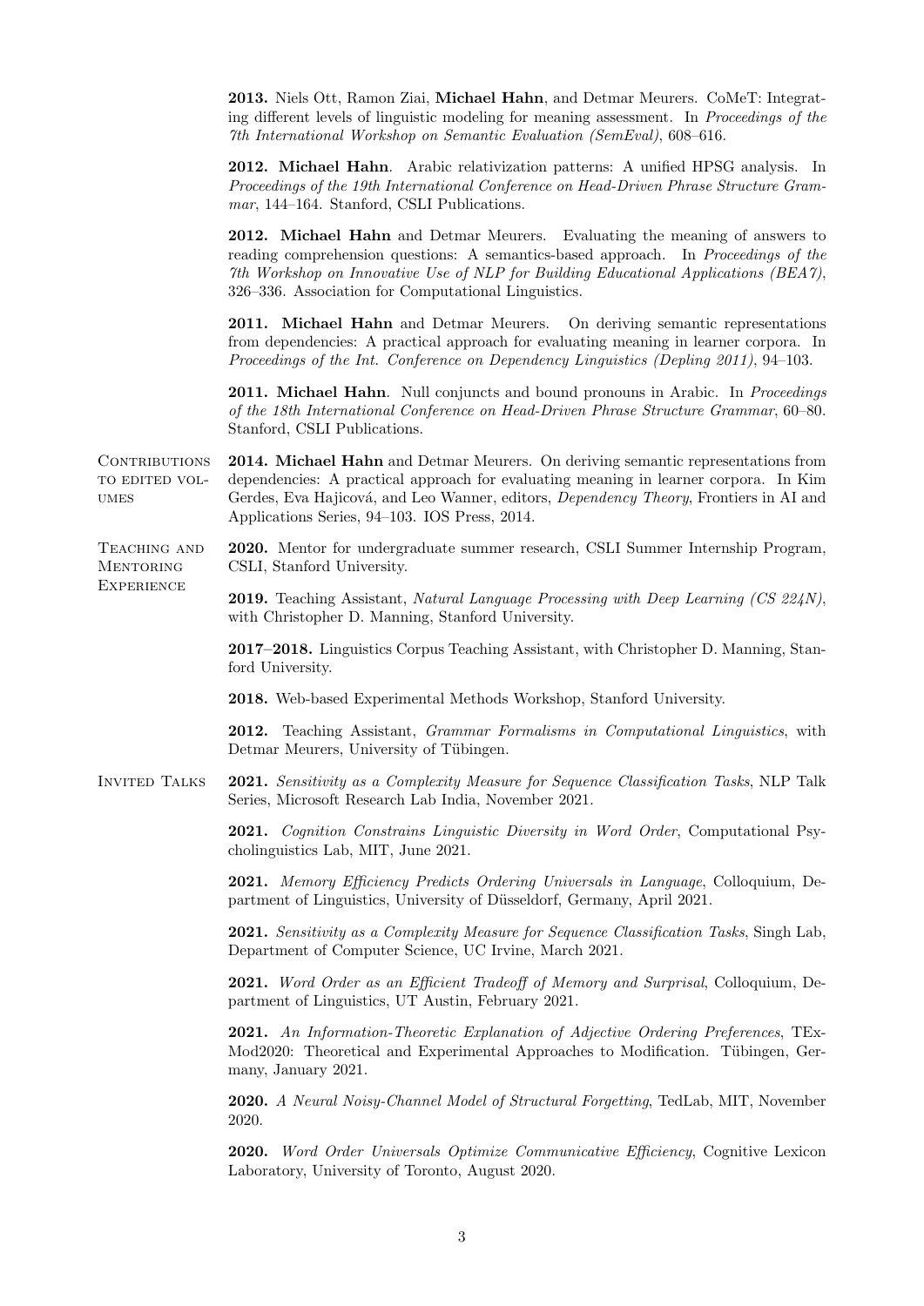**2013.** Niels Ott, Ramon Ziai, **Michael Hahn**, and Detmar Meurers. CoMeT: Integrating different levels of linguistic modeling for meaning assessment. In *Proceedings of the 7th International Workshop on Semantic Evaluation (SemEval)*, 608–616.

**2012. Michael Hahn**. Arabic relativization patterns: A unified HPSG analysis. In *Proceedings of the 19th International Conference on Head-Driven Phrase Structure Grammar*, 144–164. Stanford, CSLI Publications.

**2012. Michael Hahn** and Detmar Meurers. Evaluating the meaning of answers to reading comprehension questions: A semantics-based approach. In *Proceedings of the 7th Workshop on Innovative Use of NLP for Building Educational Applications (BEA7)*, 326–336. Association for Computational Linguistics.

**2011. Michael Hahn** and Detmar Meurers. On deriving semantic representations from dependencies: A practical approach for evaluating meaning in learner corpora. In *Proceedings of the Int. Conference on Dependency Linguistics (Depling 2011)*, 94–103.

**2011. Michael Hahn**. Null conjuncts and bound pronouns in Arabic. In *Proceedings of the 18th International Conference on Head-Driven Phrase Structure Grammar*, 60–80. Stanford, CSLI Publications.

## Contributions to edited volumes

**2014. Michael Hahn** and Detmar Meurers. On deriving semantic representations from dependencies: A practical approach for evaluating meaning in learner corpora. In Kim Gerdes, Eva Hajicová, and Leo Wanner, editors, *Dependency Theory*, Frontiers in AI and Applications Series, 94–103. IOS Press, 2014.

## Teaching and Mentoring Experience

**2020.** Mentor for undergraduate summer research, CSLI Summer Internship Program, CSLI, Stanford University.

**2019.** Teaching Assistant, *Natural Language Processing with Deep Learning (CS 224N)*, with Christopher D. Manning, Stanford University.

**2017–2018.** Linguistics Corpus Teaching Assistant, with Christopher D. Manning, Stanford University.

**2018.** Web-based Experimental Methods Workshop, Stanford University.

**2012.** Teaching Assistant, *Grammar Formalisms in Computational Linguistics*, with Detmar Meurers, University of Tübingen.

## Invited Talks

**2021.** *Sensitivity as a Complexity Measure for Sequence Classification Tasks*, NLP Talk Series, Microsoft Research Lab India, November 2021.

**2021.** *Cognition Constrains Linguistic Diversity in Word Order*, Computational Psycholinguistics Lab, MIT, June 2021.

**2021.** *Memory Efficiency Predicts Ordering Universals in Language*, Colloquium, Department of Linguistics, University of Düsseldorf, Germany, April 2021.

**2021.** *Sensitivity as a Complexity Measure for Sequence Classification Tasks*, Singh Lab, Department of Computer Science, UC Irvine, March 2021.

**2021.** *Word Order as an Efficient Tradeoff of Memory and Surprisal*, Colloquium, Department of Linguistics, UT Austin, February 2021.

**2021.** *An Information-Theoretic Explanation of Adjective Ordering Preferences*, TExMod2020: Theoretical and Experimental Approaches to Modification. Tübingen, Germany, January 2021.

**2020.** *A Neural Noisy-Channel Model of Structural Forgetting*, TedLab, MIT, November 2020.

**2020.** *Word Order Universals Optimize Communicative Efficiency*, Cognitive Lexicon Laboratory, University of Toronto, August 2020.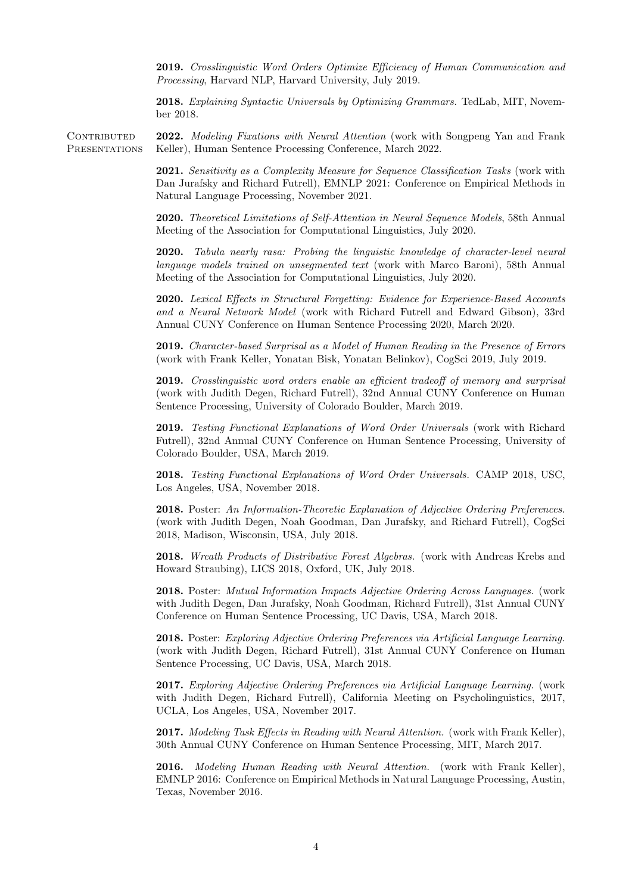**2019.** *Crosslinguistic Word Orders Optimize Efficiency of Human Communication and Processing*, Harvard NLP, Harvard University, July 2019.

**2018.** *Explaining Syntactic Universals by Optimizing Grammars.* TedLab, MIT, November 2018.

## Contributed Presentations

**2022.** *Modeling Fixations with Neural Attention* (work with Songpeng Yan and Frank Keller), Human Sentence Processing Conference, March 2022.

**2021.** *Sensitivity as a Complexity Measure for Sequence Classification Tasks* (work with Dan Jurafsky and Richard Futrell), EMNLP 2021: Conference on Empirical Methods in Natural Language Processing, November 2021.

**2020.** *Theoretical Limitations of Self-Attention in Neural Sequence Models*, 58th Annual Meeting of the Association for Computational Linguistics, July 2020.

**2020.** *Tabula nearly rasa: Probing the linguistic knowledge of character-level neural language models trained on unsegmented text* (work with Marco Baroni), 58th Annual Meeting of the Association for Computational Linguistics, July 2020.

**2020.** *Lexical Effects in Structural Forgetting: Evidence for Experience-Based Accounts and a Neural Network Model* (work with Richard Futrell and Edward Gibson), 33rd Annual CUNY Conference on Human Sentence Processing 2020, March 2020.

**2019.** *Character-based Surprisal as a Model of Human Reading in the Presence of Errors* (work with Frank Keller, Yonatan Bisk, Yonatan Belinkov), CogSci 2019, July 2019.

**2019.** *Crosslinguistic word orders enable an efficient tradeoff of memory and surprisal* (work with Judith Degen, Richard Futrell), 32nd Annual CUNY Conference on Human Sentence Processing, University of Colorado Boulder, March 2019.

**2019.** *Testing Functional Explanations of Word Order Universals* (work with Richard Futrell), 32nd Annual CUNY Conference on Human Sentence Processing, University of Colorado Boulder, USA, March 2019.

**2018.** *Testing Functional Explanations of Word Order Universals.* CAMP 2018, USC, Los Angeles, USA, November 2018.

**2018.** Poster: *An Information-Theoretic Explanation of Adjective Ordering Preferences.* (work with Judith Degen, Noah Goodman, Dan Jurafsky, and Richard Futrell), CogSci 2018, Madison, Wisconsin, USA, July 2018.

**2018.** *Wreath Products of Distributive Forest Algebras.* (work with Andreas Krebs and Howard Straubing), LICS 2018, Oxford, UK, July 2018.

**2018.** Poster: *Mutual Information Impacts Adjective Ordering Across Languages.* (work with Judith Degen, Dan Jurafsky, Noah Goodman, Richard Futrell), 31st Annual CUNY Conference on Human Sentence Processing, UC Davis, USA, March 2018.

**2018.** Poster: *Exploring Adjective Ordering Preferences via Artificial Language Learning.* (work with Judith Degen, Richard Futrell), 31st Annual CUNY Conference on Human Sentence Processing, UC Davis, USA, March 2018.

**2017.** *Exploring Adjective Ordering Preferences via Artificial Language Learning.* (work with Judith Degen, Richard Futrell), California Meeting on Psycholinguistics, 2017, UCLA, Los Angeles, USA, November 2017.

**2017.** *Modeling Task Effects in Reading with Neural Attention.* (work with Frank Keller), 30th Annual CUNY Conference on Human Sentence Processing, MIT, March 2017.

**2016.** *Modeling Human Reading with Neural Attention.* (work with Frank Keller), EMNLP 2016: Conference on Empirical Methods in Natural Language Processing, Austin, Texas, November 2016.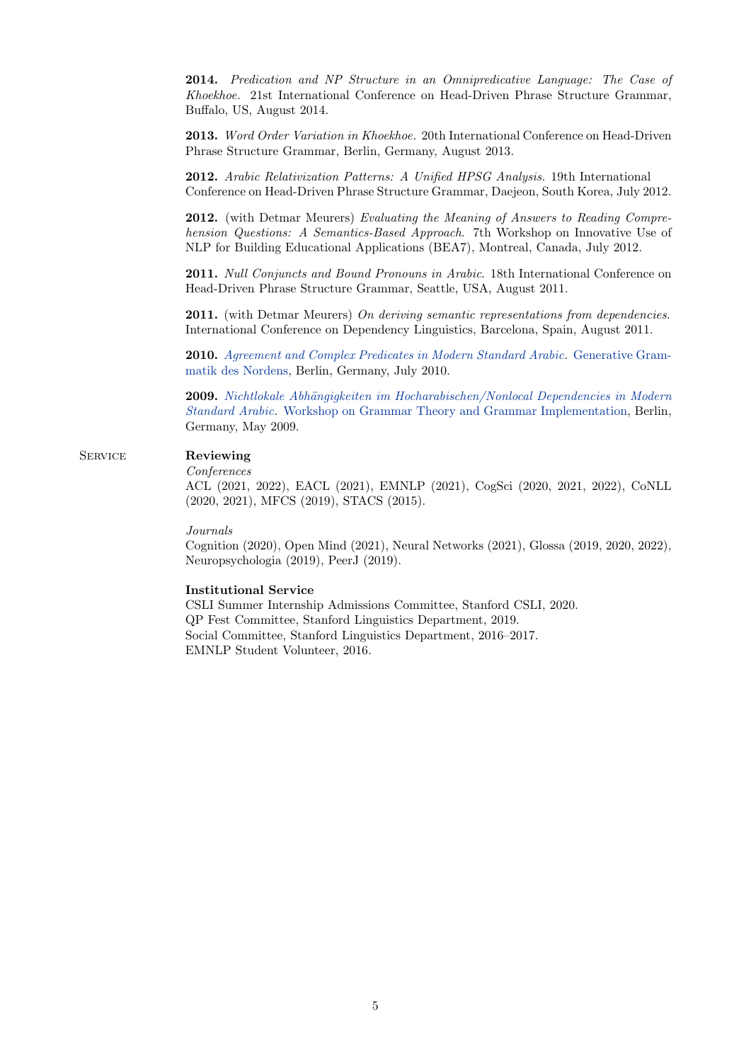**2014.** *Predication and NP Structure in an Omnipredicative Language: The Case of Khoekhoe.* 21st International Conference on Head-Driven Phrase Structure Grammar, Buffalo, US, August 2014.

**2013.** *Word Order Variation in Khoekhoe.* 20th International Conference on Head-Driven Phrase Structure Grammar, Berlin, Germany, August 2013.

**2012.** *Arabic Relativization Patterns: A Unified HPSG Analysis.* 19th International Conference on Head-Driven Phrase Structure Grammar, Daejeon, South Korea, July 2012.

**2012.** (with Detmar Meurers) *Evaluating the Meaning of Answers to Reading Comprehension Questions: A Semantics-Based Approach.* 7th Workshop on Innovative Use of NLP for Building Educational Applications (BEA7), Montreal, Canada, July 2012.

**2011.** *Null Conjuncts and Bound Pronouns in Arabic.* 18th International Conference on Head-Driven Phrase Structure Grammar, Seattle, USA, August 2011.

**2011.** (with Detmar Meurers) *On deriving semantic representations from dependencies.* International Conference on Dependency Linguistics, Barcelona, Spain, August 2011.

**2010.** *Agreement and Complex Predicates in Modern Standard Arabic.* Generative Grammatik des Nordens, Berlin, Germany, July 2010.

**2009.** *Nichtlokale Abhängigkeiten im Hocharabischen/Nonlocal Dependencies in Modern Standard Arabic.* Workshop on Grammar Theory and Grammar Implementation, Berlin, Germany, May 2009.

## Service

**Reviewing**

*Conferences*
ACL (2021, 2022), EACL (2021), EMNLP (2021), CogSci (2020, 2021, 2022), CoNLL (2020, 2021), MFCS (2019), STACS (2015).

*Journals*
Cognition (2020), Open Mind (2021), Neural Networks (2021), Glossa (2019, 2020, 2022), Neuropsychologia (2019), PeerJ (2019).

**Institutional Service**

CSLI Summer Internship Admissions Committee, Stanford CSLI, 2020.
QP Fest Committee, Stanford Linguistics Department, 2019.
Social Committee, Stanford Linguistics Department, 2016–2017.
EMNLP Student Volunteer, 2016.